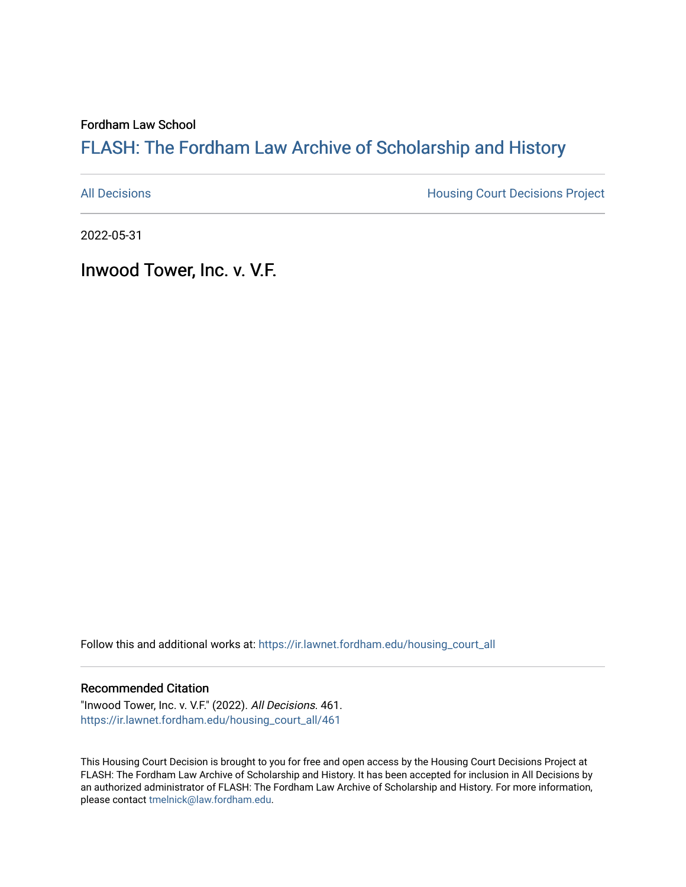Fordham Law School

# FLASH: The Fordham Law Archive of Scholarship and History

All Decisions | Housing Court Decisions Project

2022-05-31

## Inwood Tower, Inc. v. V.F.

Follow this and additional works at: https://ir.lawnet.fordham.edu/housing_court_all

### Recommended Citation

"Inwood Tower, Inc. v. V.F." (2022). *All Decisions*. 461.
https://ir.lawnet.fordham.edu/housing_court_all/461

This Housing Court Decision is brought to you for free and open access by the Housing Court Decisions Project at FLASH: The Fordham Law Archive of Scholarship and History. It has been accepted for inclusion in All Decisions by an authorized administrator of FLASH: The Fordham Law Archive of Scholarship and History. For more information, please contact tmelnick@law.fordham.edu.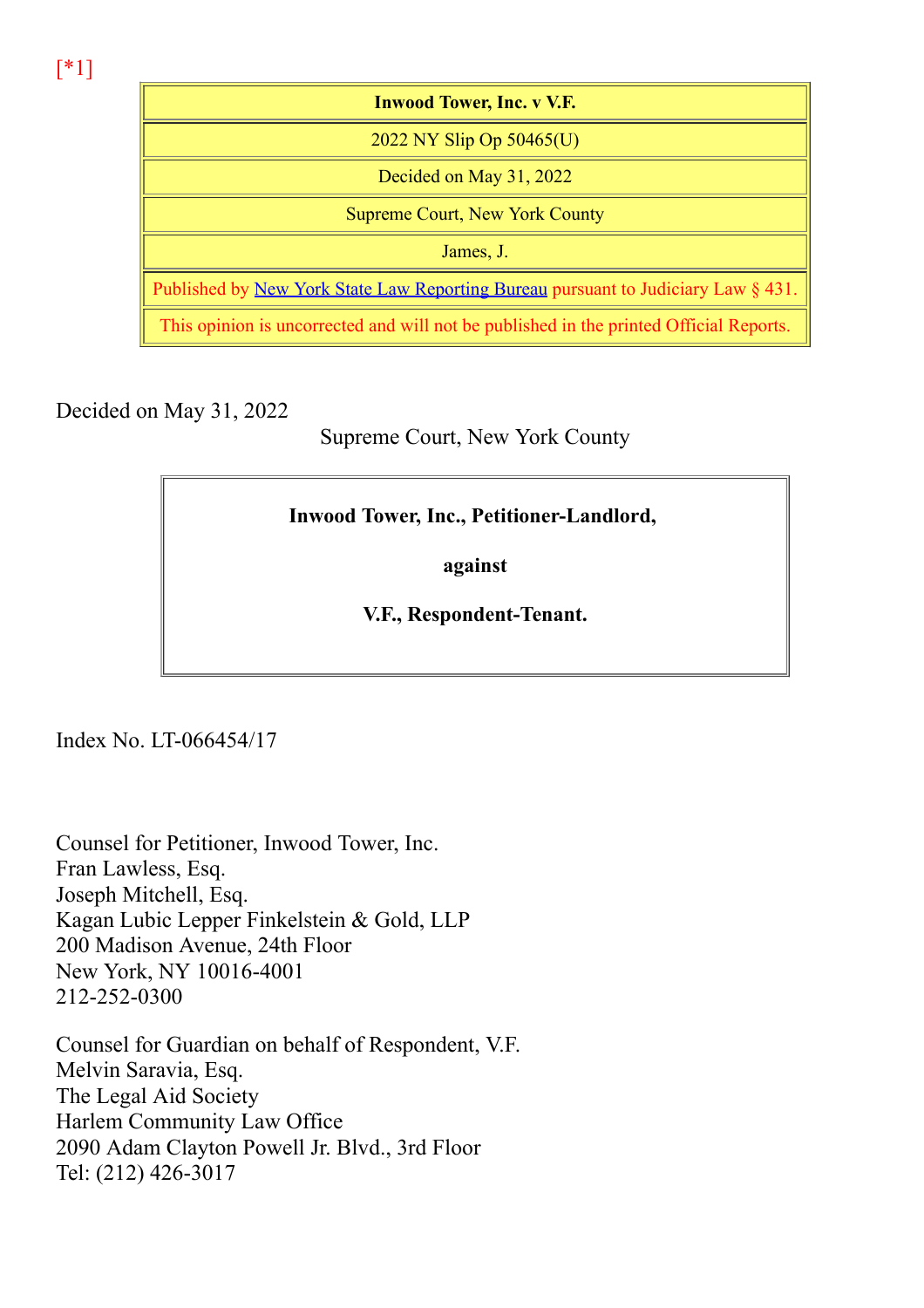[*1]

| Inwood Tower, Inc. v V.F. |
|---|
| 2022 NY Slip Op 50465(U) |
| Decided on May 31, 2022 |
| Supreme Court, New York County |
| James, J. |
| Published by New York State Law Reporting Bureau pursuant to Judiciary Law § 431. |
| This opinion is uncorrected and will not be published in the printed Official Reports. |

Decided on May 31, 2022

Supreme Court, New York County

**Inwood Tower, Inc., Petitioner-Landlord,**

**against**

**V.F., Respondent-Tenant.**

Index No. LT-066454/17

Counsel for Petitioner, Inwood Tower, Inc.
Fran Lawless, Esq.
Joseph Mitchell, Esq.
Kagan Lubic Lepper Finkelstein & Gold, LLP
200 Madison Avenue, 24th Floor
New York, NY 10016-4001
212-252-0300

Counsel for Guardian on behalf of Respondent, V.F.
Melvin Saravia, Esq.
The Legal Aid Society
Harlem Community Law Office
2090 Adam Clayton Powell Jr. Blvd., 3rd Floor
Tel: (212) 426-3017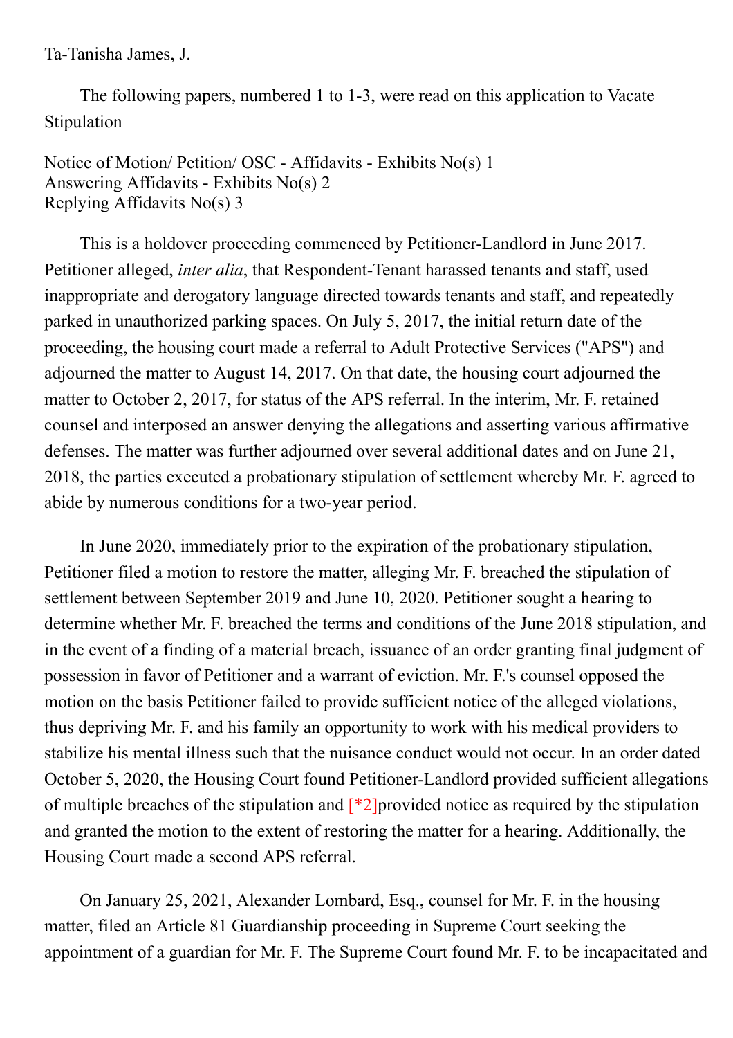Ta-Tanisha James, J.

The following papers, numbered 1 to 1-3, were read on this application to Vacate Stipulation

Notice of Motion/ Petition/ OSC - Affidavits - Exhibits No(s) 1
Answering Affidavits - Exhibits No(s) 2
Replying Affidavits No(s) 3

This is a holdover proceeding commenced by Petitioner-Landlord in June 2017. Petitioner alleged, *inter alia*, that Respondent-Tenant harassed tenants and staff, used inappropriate and derogatory language directed towards tenants and staff, and repeatedly parked in unauthorized parking spaces. On July 5, 2017, the initial return date of the proceeding, the housing court made a referral to Adult Protective Services ("APS") and adjourned the matter to August 14, 2017. On that date, the housing court adjourned the matter to October 2, 2017, for status of the APS referral. In the interim, Mr. F. retained counsel and interposed an answer denying the allegations and asserting various affirmative defenses. The matter was further adjourned over several additional dates and on June 21, 2018, the parties executed a probationary stipulation of settlement whereby Mr. F. agreed to abide by numerous conditions for a two-year period.

In June 2020, immediately prior to the expiration of the probationary stipulation, Petitioner filed a motion to restore the matter, alleging Mr. F. breached the stipulation of settlement between September 2019 and June 10, 2020. Petitioner sought a hearing to determine whether Mr. F. breached the terms and conditions of the June 2018 stipulation, and in the event of a finding of a material breach, issuance of an order granting final judgment of possession in favor of Petitioner and a warrant of eviction. Mr. F.'s counsel opposed the motion on the basis Petitioner failed to provide sufficient notice of the alleged violations, thus depriving Mr. F. and his family an opportunity to work with his medical providers to stabilize his mental illness such that the nuisance conduct would not occur. In an order dated October 5, 2020, the Housing Court found Petitioner-Landlord provided sufficient allegations of multiple breaches of the stipulation and [*2]provided notice as required by the stipulation and granted the motion to the extent of restoring the matter for a hearing. Additionally, the Housing Court made a second APS referral.

On January 25, 2021, Alexander Lombard, Esq., counsel for Mr. F. in the housing matter, filed an Article 81 Guardianship proceeding in Supreme Court seeking the appointment of a guardian for Mr. F. The Supreme Court found Mr. F. to be incapacitated and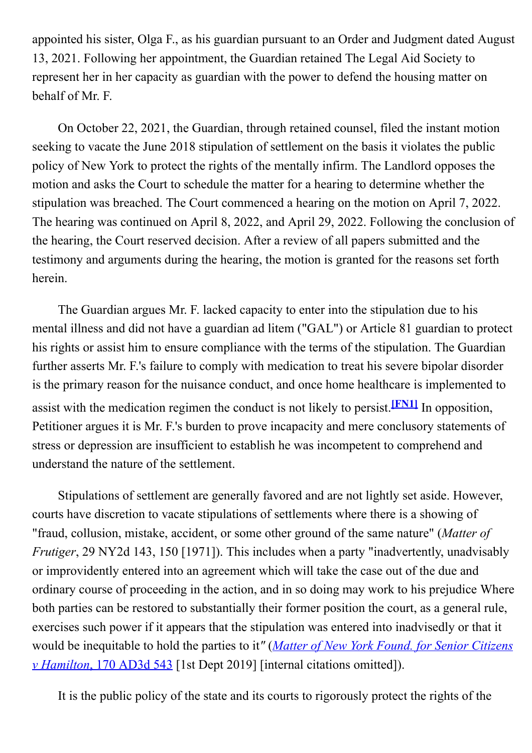appointed his sister, Olga F., as his guardian pursuant to an Order and Judgment dated August 13, 2021. Following her appointment, the Guardian retained The Legal Aid Society to represent her in her capacity as guardian with the power to defend the housing matter on behalf of Mr. F.

On October 22, 2021, the Guardian, through retained counsel, filed the instant motion seeking to vacate the June 2018 stipulation of settlement on the basis it violates the public policy of New York to protect the rights of the mentally infirm. The Landlord opposes the motion and asks the Court to schedule the matter for a hearing to determine whether the stipulation was breached. The Court commenced a hearing on the motion on April 7, 2022. The hearing was continued on April 8, 2022, and April 29, 2022. Following the conclusion of the hearing, the Court reserved decision. After a review of all papers submitted and the testimony and arguments during the hearing, the motion is granted for the reasons set forth herein.

The Guardian argues Mr. F. lacked capacity to enter into the stipulation due to his mental illness and did not have a guardian ad litem ("GAL") or Article 81 guardian to protect his rights or assist him to ensure compliance with the terms of the stipulation. The Guardian further asserts Mr. F.'s failure to comply with medication to treat his severe bipolar disorder is the primary reason for the nuisance conduct, and once home healthcare is implemented to assist with the medication regimen the conduct is not likely to persist.[FN1] In opposition, Petitioner argues it is Mr. F.'s burden to prove incapacity and mere conclusory statements of stress or depression are insufficient to establish he was incompetent to comprehend and understand the nature of the settlement.

Stipulations of settlement are generally favored and are not lightly set aside. However, courts have discretion to vacate stipulations of settlements where there is a showing of "fraud, collusion, mistake, accident, or some other ground of the same nature" (*Matter of Frutiger*, 29 NY2d 143, 150 [1971]). This includes when a party "inadvertently, unadvisably or improvidently entered into an agreement which will take the case out of the due and ordinary course of proceeding in the action, and in so doing may work to his prejudice Where both parties can be restored to substantially their former position the court, as a general rule, exercises such power if it appears that the stipulation was entered into inadvisedly or that it would be inequitable to hold the parties to it" (*Matter of New York Found. for Senior Citizens v Hamilton*, 170 AD3d 543 [1st Dept 2019] [internal citations omitted]).

It is the public policy of the state and its courts to rigorously protect the rights of the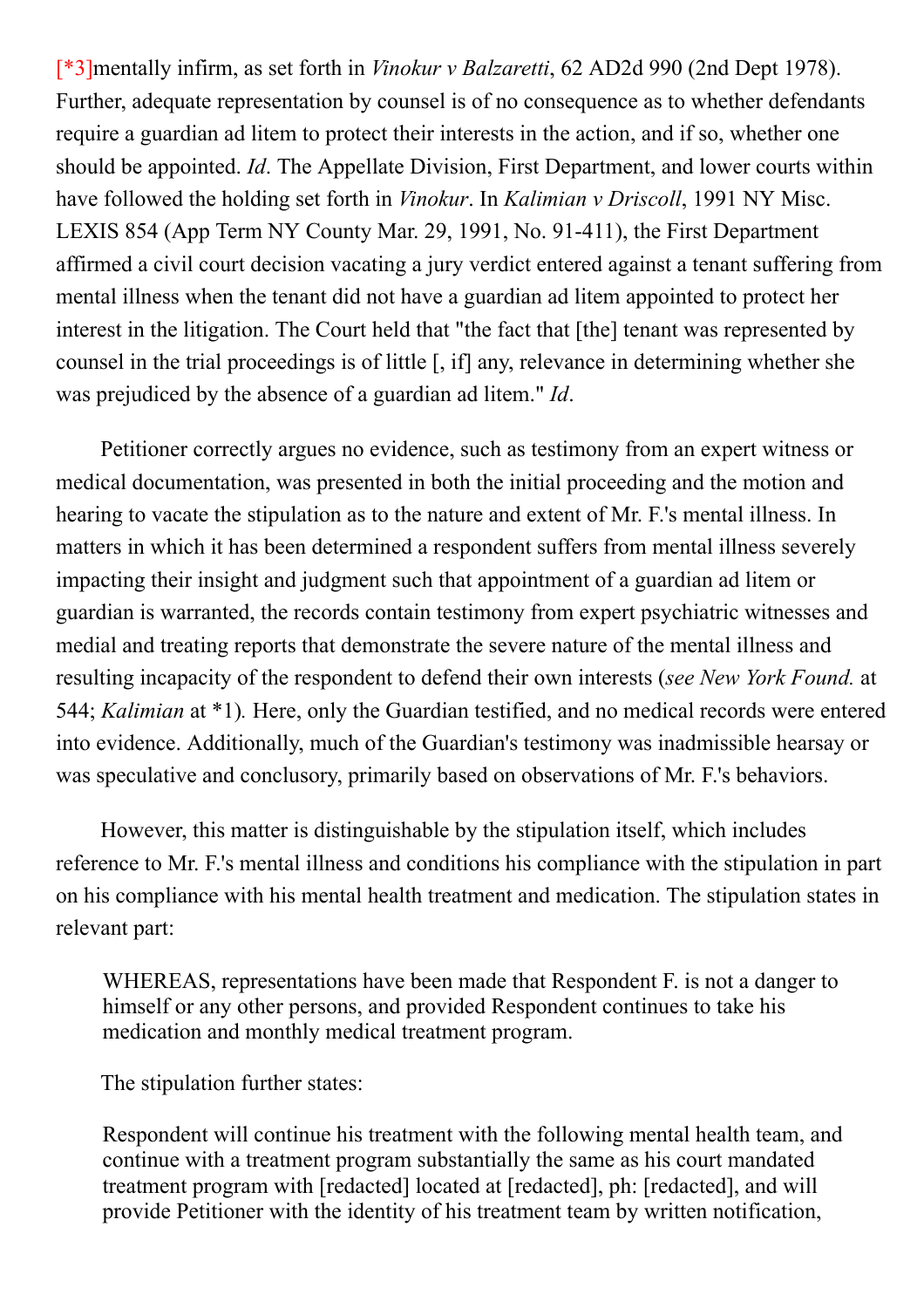[*3]mentally infirm, as set forth in *Vinokur v Balzaretti*, 62 AD2d 990 (2nd Dept 1978). Further, adequate representation by counsel is of no consequence as to whether defendants require a guardian ad litem to protect their interests in the action, and if so, whether one should be appointed. *Id*. The Appellate Division, First Department, and lower courts within have followed the holding set forth in *Vinokur*. In *Kalimian v Driscoll*, 1991 NY Misc. LEXIS 854 (App Term NY County Mar. 29, 1991, No. 91-411), the First Department affirmed a civil court decision vacating a jury verdict entered against a tenant suffering from mental illness when the tenant did not have a guardian ad litem appointed to protect her interest in the litigation. The Court held that "the fact that [the] tenant was represented by counsel in the trial proceedings is of little [, if] any, relevance in determining whether she was prejudiced by the absence of a guardian ad litem." *Id*.

Petitioner correctly argues no evidence, such as testimony from an expert witness or medical documentation, was presented in both the initial proceeding and the motion and hearing to vacate the stipulation as to the nature and extent of Mr. F.'s mental illness. In matters in which it has been determined a respondent suffers from mental illness severely impacting their insight and judgment such that appointment of a guardian ad litem or guardian is warranted, the records contain testimony from expert psychiatric witnesses and medial and treating reports that demonstrate the severe nature of the mental illness and resulting incapacity of the respondent to defend their own interests (*see New York Found.* at 544; *Kalimian* at *1). Here, only the Guardian testified, and no medical records were entered into evidence. Additionally, much of the Guardian's testimony was inadmissible hearsay or was speculative and conclusory, primarily based on observations of Mr. F.'s behaviors.

However, this matter is distinguishable by the stipulation itself, which includes reference to Mr. F.'s mental illness and conditions his compliance with the stipulation in part on his compliance with his mental health treatment and medication. The stipulation states in relevant part:

> WHEREAS, representations have been made that Respondent F. is not a danger to himself or any other persons, and provided Respondent continues to take his medication and monthly medical treatment program.

The stipulation further states:

> Respondent will continue his treatment with the following mental health team, and continue with a treatment program substantially the same as his court mandated treatment program with [redacted] located at [redacted], ph: [redacted], and will provide Petitioner with the identity of his treatment team by written notification,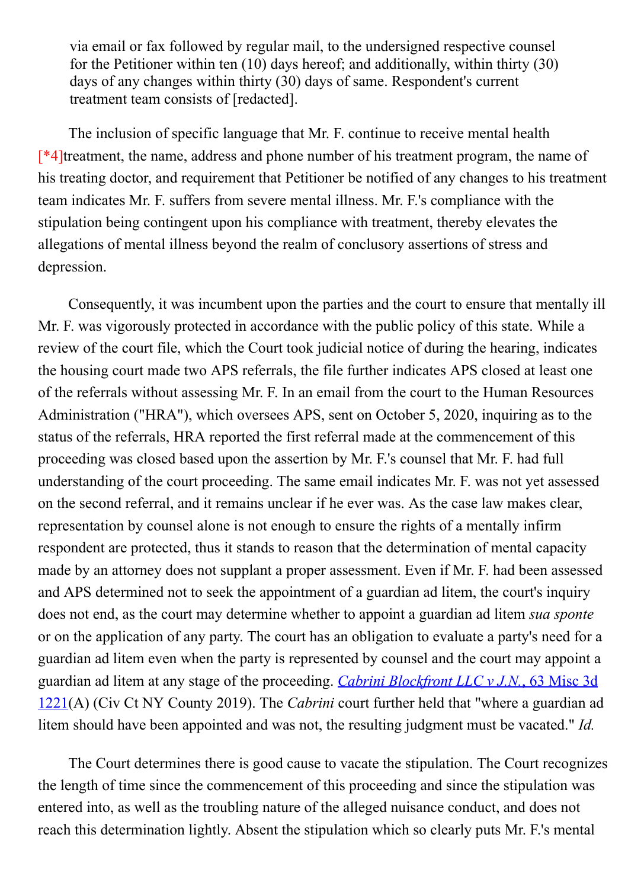> via email or fax followed by regular mail, to the undersigned respective counsel for the Petitioner within ten (10) days hereof; and additionally, within thirty (30) days of any changes within thirty (30) days of same. Respondent's current treatment team consists of [redacted].

The inclusion of specific language that Mr. F. continue to receive mental health [*4]treatment, the name, address and phone number of his treatment program, the name of his treating doctor, and requirement that Petitioner be notified of any changes to his treatment team indicates Mr. F. suffers from severe mental illness. Mr. F.'s compliance with the stipulation being contingent upon his compliance with treatment, thereby elevates the allegations of mental illness beyond the realm of conclusory assertions of stress and depression.

Consequently, it was incumbent upon the parties and the court to ensure that mentally ill Mr. F. was vigorously protected in accordance with the public policy of this state. While a review of the court file, which the Court took judicial notice of during the hearing, indicates the housing court made two APS referrals, the file further indicates APS closed at least one of the referrals without assessing Mr. F. In an email from the court to the Human Resources Administration ("HRA"), which oversees APS, sent on October 5, 2020, inquiring as to the status of the referrals, HRA reported the first referral made at the commencement of this proceeding was closed based upon the assertion by Mr. F.'s counsel that Mr. F. had full understanding of the court proceeding. The same email indicates Mr. F. was not yet assessed on the second referral, and it remains unclear if he ever was. As the case law makes clear, representation by counsel alone is not enough to ensure the rights of a mentally infirm respondent are protected, thus it stands to reason that the determination of mental capacity made by an attorney does not supplant a proper assessment. Even if Mr. F. had been assessed and APS determined not to seek the appointment of a guardian ad litem, the court's inquiry does not end, as the court may determine whether to appoint a guardian ad litem *sua sponte* or on the application of any party. The court has an obligation to evaluate a party's need for a guardian ad litem even when the party is represented by counsel and the court may appoint a guardian ad litem at any stage of the proceeding. *Cabrini Blockfront LLC v J.N.*, 63 Misc 3d 1221(A) (Civ Ct NY County 2019). The *Cabrini* court further held that "where a guardian ad litem should have been appointed and was not, the resulting judgment must be vacated." *Id.*

The Court determines there is good cause to vacate the stipulation. The Court recognizes the length of time since the commencement of this proceeding and since the stipulation was entered into, as well as the troubling nature of the alleged nuisance conduct, and does not reach this determination lightly. Absent the stipulation which so clearly puts Mr. F.'s mental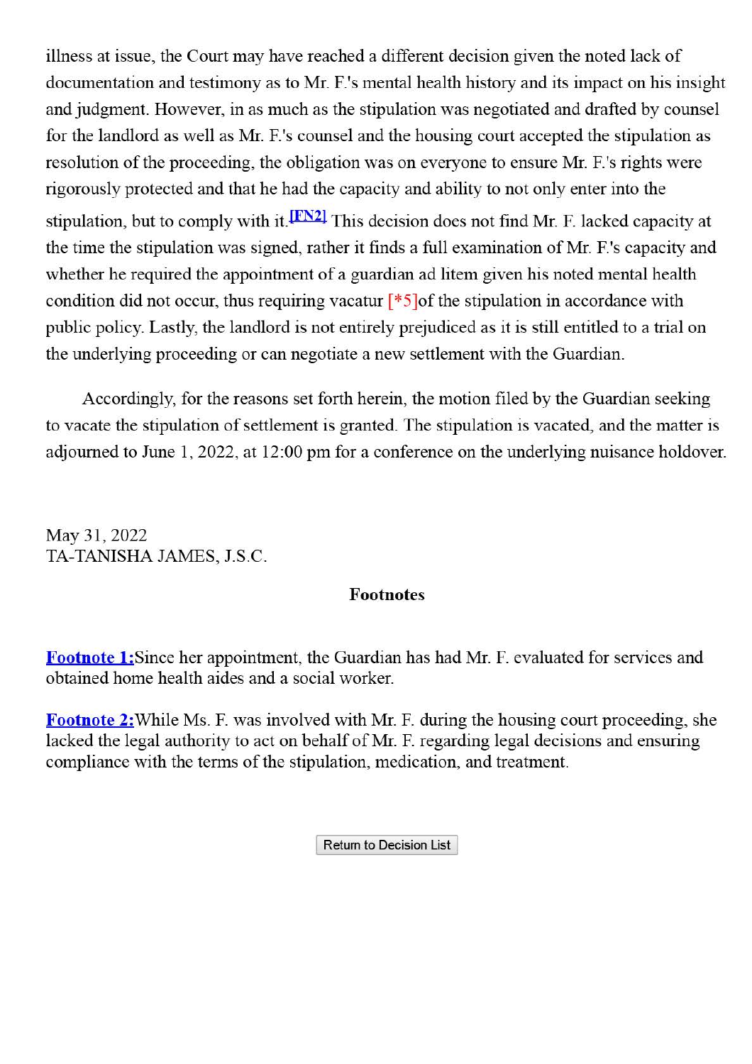illness at issue, the Court may have reached a different decision given the noted lack of documentation and testimony as to Mr. F.'s mental health history and its impact on his insight and judgment. However, in as much as the stipulation was negotiated and drafted by counsel for the landlord as well as Mr. F.'s counsel and the housing court accepted the stipulation as resolution of the proceeding, the obligation was on everyone to ensure Mr. F.'s rights were rigorously protected and that he had the capacity and ability to not only enter into the stipulation, but to comply with it.[FN2] This decision does not find Mr. F. lacked capacity at the time the stipulation was signed, rather it finds a full examination of Mr. F.'s capacity and whether he required the appointment of a guardian ad litem given his noted mental health condition did not occur, thus requiring vacatur [*5]of the stipulation in accordance with public policy. Lastly, the landlord is not entirely prejudiced as it is still entitled to a trial on the underlying proceeding or can negotiate a new settlement with the Guardian.

Accordingly, for the reasons set forth herein, the motion filed by the Guardian seeking to vacate the stipulation of settlement is granted. The stipulation is vacated, and the matter is adjourned to June 1, 2022, at 12:00 pm for a conference on the underlying nuisance holdover.

May 31, 2022
TA-TANISHA JAMES, J.S.C.

**Footnotes**

**Footnote 1:** Since her appointment, the Guardian has had Mr. F. evaluated for services and obtained home health aides and a social worker.

**Footnote 2:** While Ms. F. was involved with Mr. F. during the housing court proceeding, she lacked the legal authority to act on behalf of Mr. F. regarding legal decisions and ensuring compliance with the terms of the stipulation, medication, and treatment.

Return to Decision List